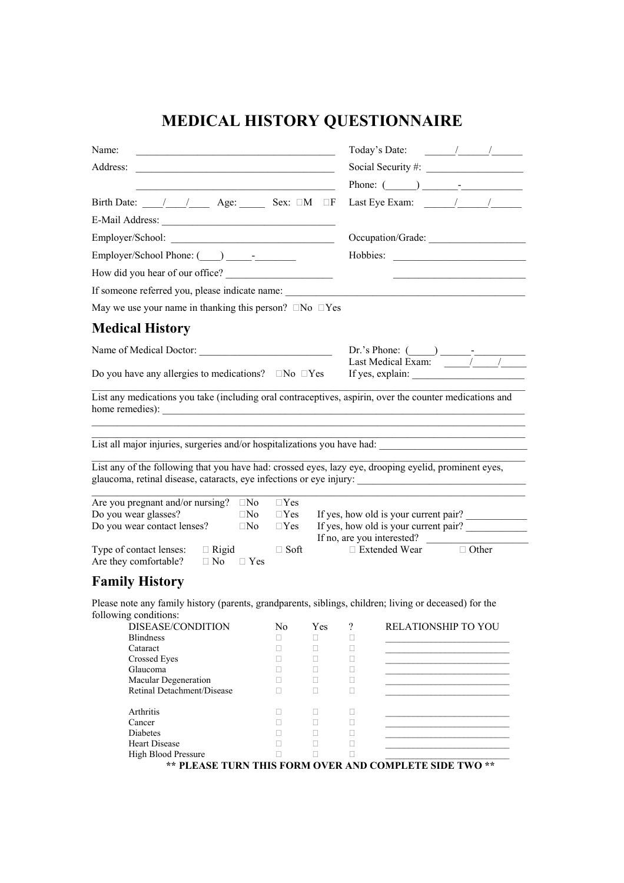# MEDICAL HISTORY QUESTIONNAIRE

Name: ______________________________________ Today's Date: ______/______/______

Address: ______________________________________ Social Security #: __________________

______________________________________ Phone: (______) _______-___________

Birth Date: ____/____/____ Age: _____ Sex: □M □F Last Eye Exam: ______/______/______

E-Mail Address: __________________________________

Employer/School: _______________________________ Occupation/Grade: ___________________

Employer/School Phone: (____) _____-________ Hobbies: _________________________

How did you hear of our office? ____________________ _________________________

If someone referred you, please indicate name: _______________________________________________

May we use your name in thanking this person? □No □Yes

## Medical History

Name of Medical Doctor: __________________________ Dr.'s Phone: (_____) ______-__________

Last Medical Exam: _____/_____/_____

Do you have any allergies to medications? □No □Yes If yes, explain: ______________________

_____________________________________________________________________________

List any medications you take (including oral contraceptives, aspirin, over the counter medications and home remedies): ____________________________________________________________________________

_____________________________________________________________________________

_____________________________________________________________________________

List all major injuries, surgeries and/or hospitalizations you have had: ____________________________

_____________________________________________________________________________

List any of the following that you have had: crossed eyes, lazy eye, drooping eyelid, prominent eyes, glaucoma, retinal disease, cataracts, eye infections or eye injury: _________________________________

_____________________________________________________________________________

Are you pregnant and/or nursing? □No □Yes

Do you wear glasses? □No □Yes If yes, how old is your current pair? ____________

Do you wear contact lenses? □No □Yes If yes, how old is your current pair? ____________

If no, are you interested? ___________________

Type of contact lenses: □ Rigid □ Soft □ Extended Wear □ Other

Are they comfortable? □ No □ Yes

## Family History

Please note any family history (parents, grandparents, siblings, children; living or deceased) for the following conditions:

| DISEASE/CONDITION | No | Yes | ? | RELATIONSHIP TO YOU |
|---|---|---|---|---|
| Blindness | □ | □ | □ | _________________________ |
| Cataract | □ | □ | □ | _________________________ |
| Crossed Eyes | □ | □ | □ | _________________________ |
| Glaucoma | □ | □ | □ | _________________________ |
| Macular Degeneration | □ | □ | □ | _________________________ |
| Retinal Detachment/Disease | □ | □ | □ | _________________________ |
| | | | | |
| Arthritis | □ | □ | □ | _________________________ |
| Cancer | □ | □ | □ | _________________________ |
| Diabetes | □ | □ | □ | _________________________ |
| Heart Disease | □ | □ | □ | _________________________ |
| High Blood Pressure | □ | □ | □ | _________________________ |

**\*\* PLEASE TURN THIS FORM OVER AND COMPLETE SIDE TWO \*\***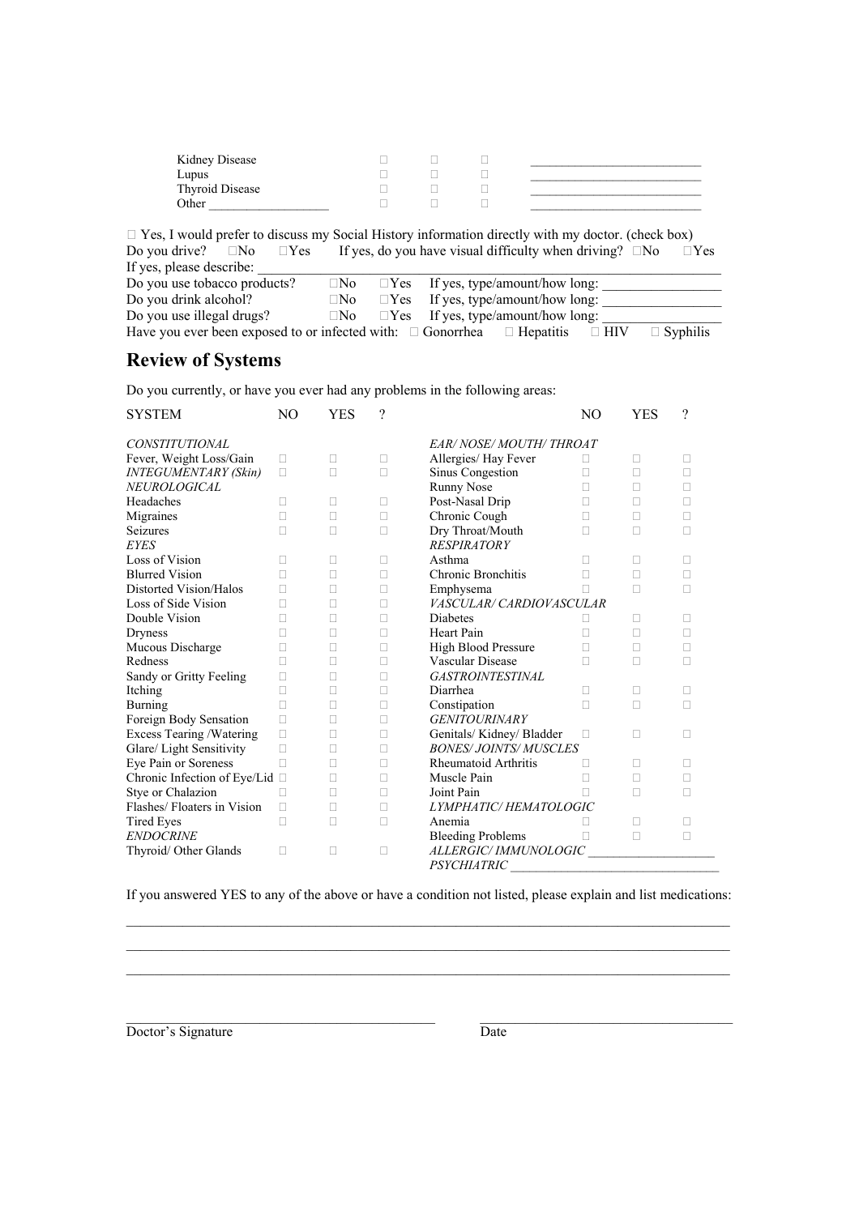| | | | | |
|---|---|---|---|---|
| Kidney Disease | ☐ | ☐ | ☐ | ___________________________ |
| Lupus | ☐ | ☐ | ☐ | ___________________________ |
| Thyroid Disease | ☐ | ☐ | ☐ | ___________________________ |
| Other ___________________ | ☐ | ☐ | ☐ | ___________________________ |

☐ Yes, I would prefer to discuss my Social History information directly with my doctor. (check box)

Do you drive? ☐No ☐Yes If yes, do you have visual difficulty when driving? ☐No ☐Yes

If yes, please describe: ____________________________________________________________

Do you use tobacco products? ☐No ☐Yes If yes, type/amount/how long: _________________

Do you drink alcohol? ☐No ☐Yes If yes, type/amount/how long: _________________

Do you use illegal drugs? ☐No ☐Yes If yes, type/amount/how long: _________________

Have you ever been exposed to or infected with: ☐ Gonorrhea ☐ Hepatitis ☐ HIV ☐ Syphilis

## Review of Systems

Do you currently, or have you ever had any problems in the following areas:

| SYSTEM | NO | YES | ? | | NO | YES | ? |
|---|---|---|---|---|---|---|---|
| *CONSTITUTIONAL* | | | | *EAR/ NOSE/ MOUTH/ THROAT* | | | |
| Fever, Weight Loss/Gain | ☐ | ☐ | ☐ | Allergies/ Hay Fever | ☐ | ☐ | ☐ |
| *INTEGUMENTARY (Skin)* | ☐ | ☐ | ☐ | Sinus Congestion | ☐ | ☐ | ☐ |
| *NEUROLOGICAL* | | | | Runny Nose | ☐ | ☐ | ☐ |
| Headaches | ☐ | ☐ | ☐ | Post-Nasal Drip | ☐ | ☐ | ☐ |
| Migraines | ☐ | ☐ | ☐ | Chronic Cough | ☐ | ☐ | ☐ |
| Seizures | ☐ | ☐ | ☐ | Dry Throat/Mouth | ☐ | ☐ | ☐ |
| *EYES* | | | | *RESPIRATORY* | | | |
| Loss of Vision | ☐ | ☐ | ☐ | Asthma | ☐ | ☐ | ☐ |
| Blurred Vision | ☐ | ☐ | ☐ | Chronic Bronchitis | ☐ | ☐ | ☐ |
| Distorted Vision/Halos | ☐ | ☐ | ☐ | Emphysema | ☐ | ☐ | ☐ |
| Loss of Side Vision | ☐ | ☐ | ☐ | *VASCULAR/ CARDIOVASCULAR* | | | |
| Double Vision | ☐ | ☐ | ☐ | Diabetes | ☐ | ☐ | ☐ |
| Dryness | ☐ | ☐ | ☐ | Heart Pain | ☐ | ☐ | ☐ |
| Mucous Discharge | ☐ | ☐ | ☐ | High Blood Pressure | ☐ | ☐ | ☐ |
| Redness | ☐ | ☐ | ☐ | Vascular Disease | ☐ | ☐ | ☐ |
| Sandy or Gritty Feeling | ☐ | ☐ | ☐ | *GASTROINTESTINAL* | | | |
| Itching | ☐ | ☐ | ☐ | Diarrhea | ☐ | ☐ | ☐ |
| Burning | ☐ | ☐ | ☐ | Constipation | ☐ | ☐ | ☐ |
| Foreign Body Sensation | ☐ | ☐ | ☐ | *GENITOURINARY* | | | |
| Excess Tearing /Watering | ☐ | ☐ | ☐ | Genitals/ Kidney/ Bladder | ☐ | ☐ | ☐ |
| Glare/ Light Sensitivity | ☐ | ☐ | ☐ | *BONES/ JOINTS/ MUSCLES* | | | |
| Eye Pain or Soreness | ☐ | ☐ | ☐ | Rheumatoid Arthritis | ☐ | ☐ | ☐ |
| Chronic Infection of Eye/Lid | ☐ | ☐ | ☐ | Muscle Pain | ☐ | ☐ | ☐ |
| Stye or Chalazion | ☐ | ☐ | ☐ | Joint Pain | ☐ | ☐ | ☐ |
| Flashes/ Floaters in Vision | ☐ | ☐ | ☐ | *LYMPHATIC/ HEMATOLOGIC* | | | |
| Tired Eyes | ☐ | ☐ | ☐ | Anemia | ☐ | ☐ | ☐ |
| *ENDOCRINE* | | | | Bleeding Problems | ☐ | ☐ | ☐ |
| Thyroid/ Other Glands | ☐ | ☐ | ☐ | *ALLERGIC/ IMMUNOLOGIC* ___________________ | | | |
| | | | | *PSYCHIATRIC* _______________________________ | | | |

If you answered YES to any of the above or have a condition not listed, please explain and list medications:

_____________________________________________________________________________________

_____________________________________________________________________________________

_____________________________________________________________________________________

_____________________________________________ ____________________________________

Doctor's Signature Date